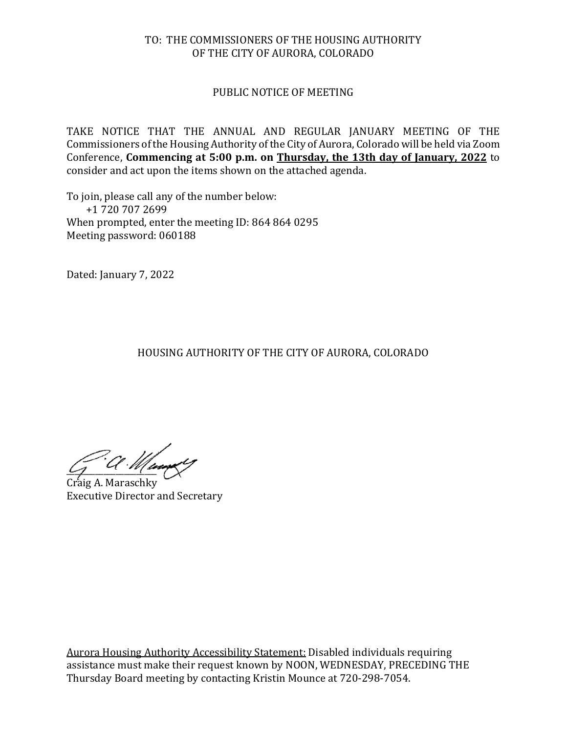TO: THE COMMISSIONERS OF THE HOUSING AUTHORITY
OF THE CITY OF AURORA, COLORADO

PUBLIC NOTICE OF MEETING

TAKE NOTICE THAT THE ANNUAL AND REGULAR JANUARY MEETING OF THE Commissioners of the Housing Authority of the City of Aurora, Colorado will be held via Zoom Conference, **Commencing at 5:00 p.m. on <u>Thursday, the 13th day of January, 2022</u>** to consider and act upon the items shown on the attached agenda.

To join, please call any of the number below:
+1 720 707 2699
When prompted, enter the meeting ID: 864 864 0295
Meeting password: 060188

Dated: January 7, 2022

HOUSING AUTHORITY OF THE CITY OF AURORA, COLORADO

Craig A. Maraschky
Executive Director and Secretary

<u>Aurora Housing Authority Accessibility Statement:</u> Disabled individuals requiring assistance must make their request known by NOON, WEDNESDAY, PRECEDING THE Thursday Board meeting by contacting Kristin Mounce at 720-298-7054.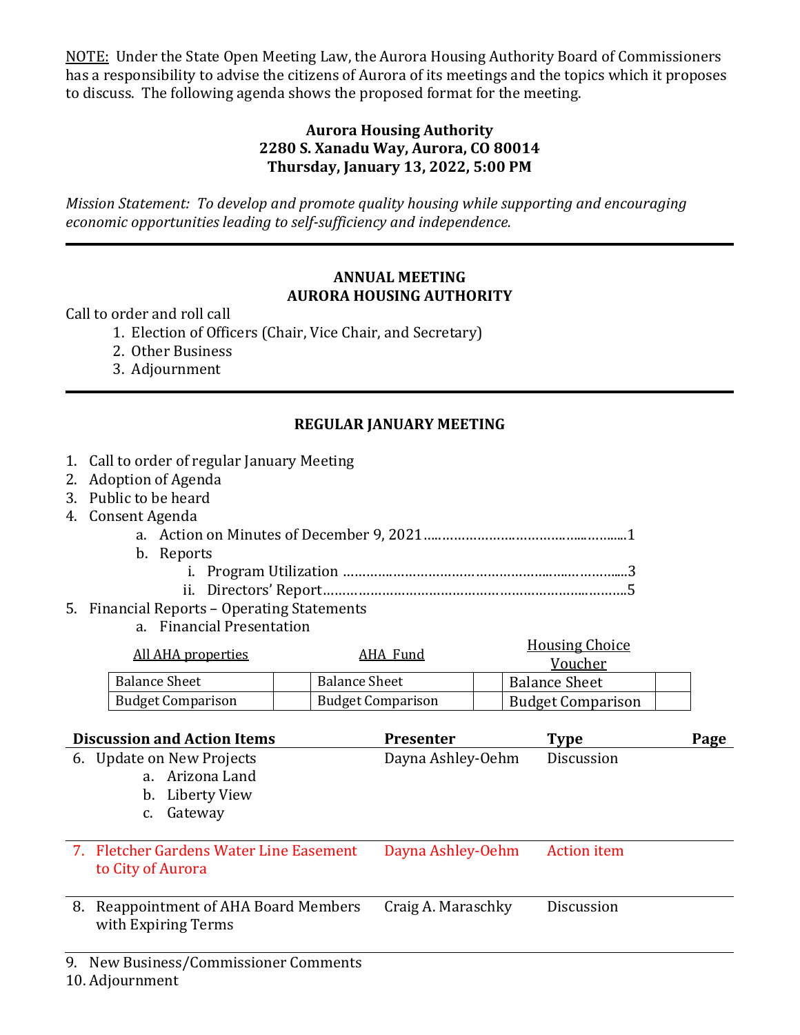NOTE: Under the State Open Meeting Law, the Aurora Housing Authority Board of Commissioners has a responsibility to advise the citizens of Aurora of its meetings and the topics which it proposes to discuss. The following agenda shows the proposed format for the meeting.

**Aurora Housing Authority**
**2280 S. Xanadu Way, Aurora, CO 80014**
**Thursday, January 13, 2022, 5:00 PM**

*Mission Statement: To develop and promote quality housing while supporting and encouraging economic opportunities leading to self-sufficiency and independence.*

---

## ANNUAL MEETING
## AURORA HOUSING AUTHORITY

Call to order and roll call

1. Election of Officers (Chair, Vice Chair, and Secretary)
2. Other Business
3. Adjournment

---

## REGULAR JANUARY MEETING

1. Call to order of regular January Meeting
2. Adoption of Agenda
3. Public to be heard
4. Consent Agenda
   a. Action on Minutes of December 9, 2021 .......................................................1
   b. Reports
      i. Program Utilization ...................................................................3
      ii. Directors' Report.......................................................................5
5. Financial Reports – Operating Statements
   a. Financial Presentation

| All AHA properties | | AHA Fund | | Housing Choice Voucher | |
|---|---|---|---|---|---|
| Balance Sheet | | Balance Sheet | | Balance Sheet | |
| Budget Comparison | | Budget Comparison | | Budget Comparison | |

| Discussion and Action Items | Presenter | Type | Page |
|---|---|---|---|
| 6. Update on New Projects<br>a. Arizona Land<br>b. Liberty View<br>c. Gateway | Dayna Ashley-Oehm | Discussion | |
| 7. Fletcher Gardens Water Line Easement to City of Aurora | Dayna Ashley-Oehm | Action item | |
| 8. Reappointment of AHA Board Members with Expiring Terms | Craig A. Maraschky | Discussion | |

9. New Business/Commissioner Comments
10. Adjournment